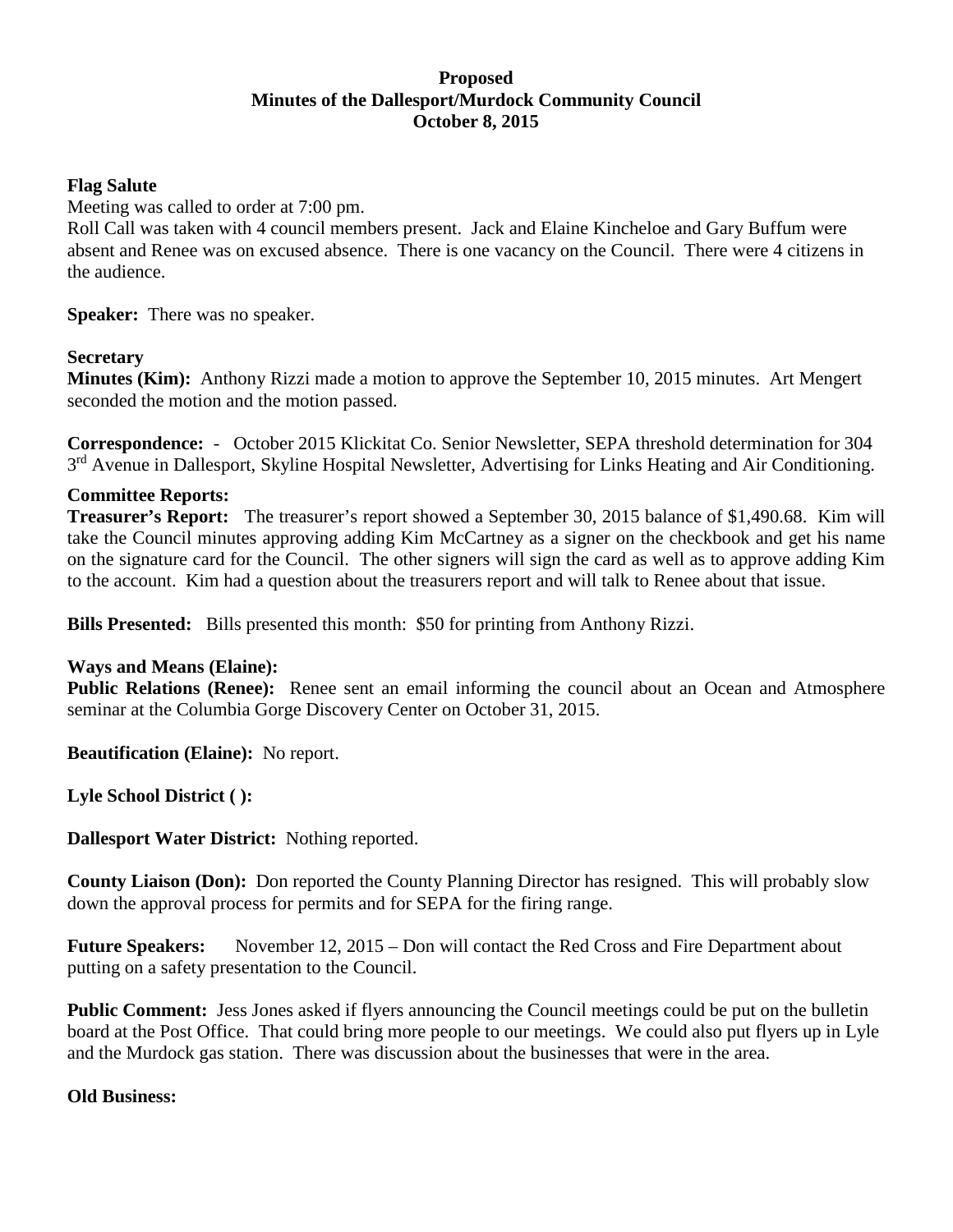**Proposed**
**Minutes of the Dallesport/Murdock Community Council**
**October 8, 2015**

**Flag Salute**

Meeting was called to order at 7:00 pm.

Roll Call was taken with 4 council members present. Jack and Elaine Kincheloe and Gary Buffum were absent and Renee was on excused absence. There is one vacancy on the Council. There were 4 citizens in the audience.

**Speaker:** There was no speaker.

**Secretary**

**Minutes (Kim):** Anthony Rizzi made a motion to approve the September 10, 2015 minutes. Art Mengert seconded the motion and the motion passed.

**Correspondence:** - October 2015 Klickitat Co. Senior Newsletter, SEPA threshold determination for 304 3rd Avenue in Dallesport, Skyline Hospital Newsletter, Advertising for Links Heating and Air Conditioning.

**Committee Reports:**

**Treasurer's Report:** The treasurer's report showed a September 30, 2015 balance of $1,490.68. Kim will take the Council minutes approving adding Kim McCartney as a signer on the checkbook and get his name on the signature card for the Council. The other signers will sign the card as well as to approve adding Kim to the account. Kim had a question about the treasurers report and will talk to Renee about that issue.

**Bills Presented:** Bills presented this month: $50 for printing from Anthony Rizzi.

**Ways and Means (Elaine):**

**Public Relations (Renee):** Renee sent an email informing the council about an Ocean and Atmosphere seminar at the Columbia Gorge Discovery Center on October 31, 2015.

**Beautification (Elaine):** No report.

**Lyle School District ( ):**

**Dallesport Water District:** Nothing reported.

**County Liaison (Don):** Don reported the County Planning Director has resigned. This will probably slow down the approval process for permits and for SEPA for the firing range.

**Future Speakers:** November 12, 2015 – Don will contact the Red Cross and Fire Department about putting on a safety presentation to the Council.

**Public Comment:** Jess Jones asked if flyers announcing the Council meetings could be put on the bulletin board at the Post Office. That could bring more people to our meetings. We could also put flyers up in Lyle and the Murdock gas station. There was discussion about the businesses that were in the area.

**Old Business:**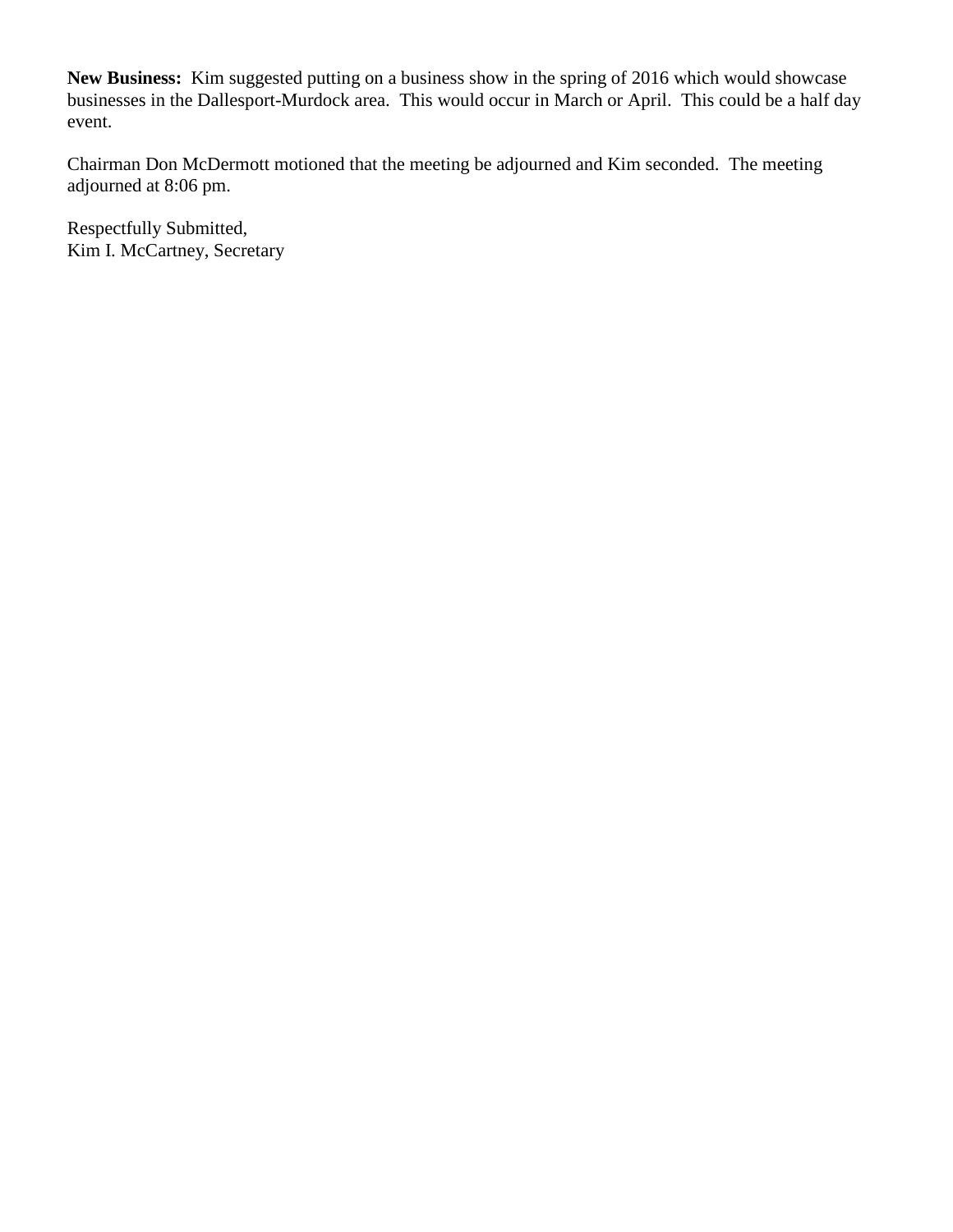**New Business:** Kim suggested putting on a business show in the spring of 2016 which would showcase businesses in the Dallesport-Murdock area. This would occur in March or April. This could be a half day event.

Chairman Don McDermott motioned that the meeting be adjourned and Kim seconded. The meeting adjourned at 8:06 pm.

Respectfully Submitted,
Kim I. McCartney, Secretary